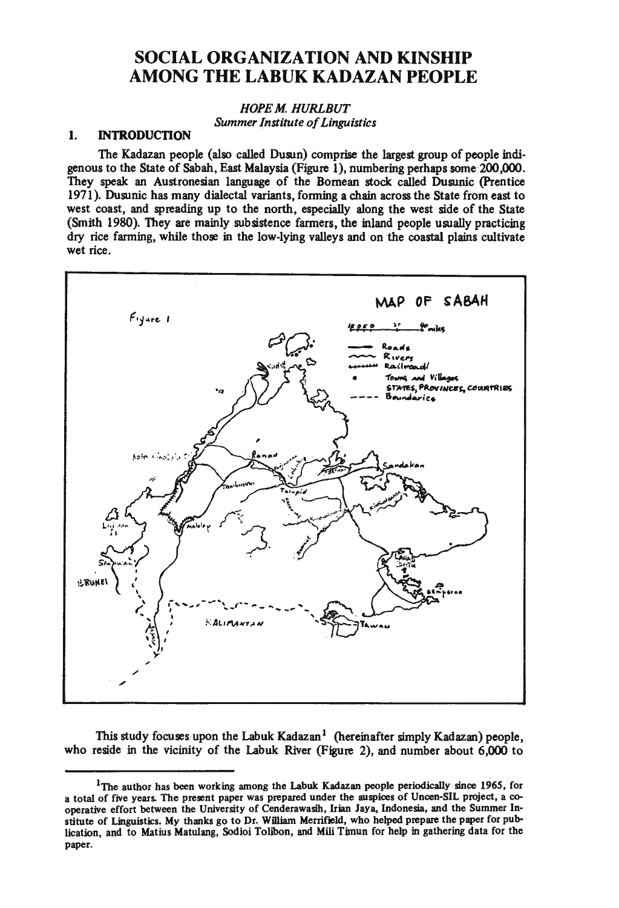# SOCIAL ORGANIZATION AND KINSHIP AMONG THE LABUK KADAZAN PEOPLE

*HOPE M. HURLBUT*
*Summer Institute of Linguistics*

## 1. INTRODUCTION

The Kadazan people (also called Dusun) comprise the largest group of people indigenous to the State of Sabah, East Malaysia (Figure 1), numbering perhaps some 200,000. They speak an Austronesian language of the Bornean stock called Dusunic (Prentice 1971). Dusunic has many dialectal variants, forming a chain across the State from east to west coast, and spreading up to the north, especially along the west side of the State (Smith 1980). They are mainly subsistence farmers, the inland people usually practicing dry rice farming, while those in the low-lying valleys and on the coastal plains cultivate wet rice.

Figure 1

MAP OF SABAH

This study focuses upon the Labuk Kadazan[1] (hereinafter simply Kadazan) people, who reside in the vicinity of the Labuk River (Figure 2), and number about 6,000 to

---

[1]The author has been working among the Labuk Kadazan people periodically since 1965, for a total of five years. The present paper was prepared under the auspices of Uncen-SIL project, a co-operative effort between the University of Cenderawasih, Irian Jaya, Indonesia, and the Summer Institute of Linguistics. My thanks go to Dr. William Merrifield, who helped prepare the paper for publication, and to Matius Matulang, Sodioi Tolibon, and Mili Timun for help in gathering data for the paper.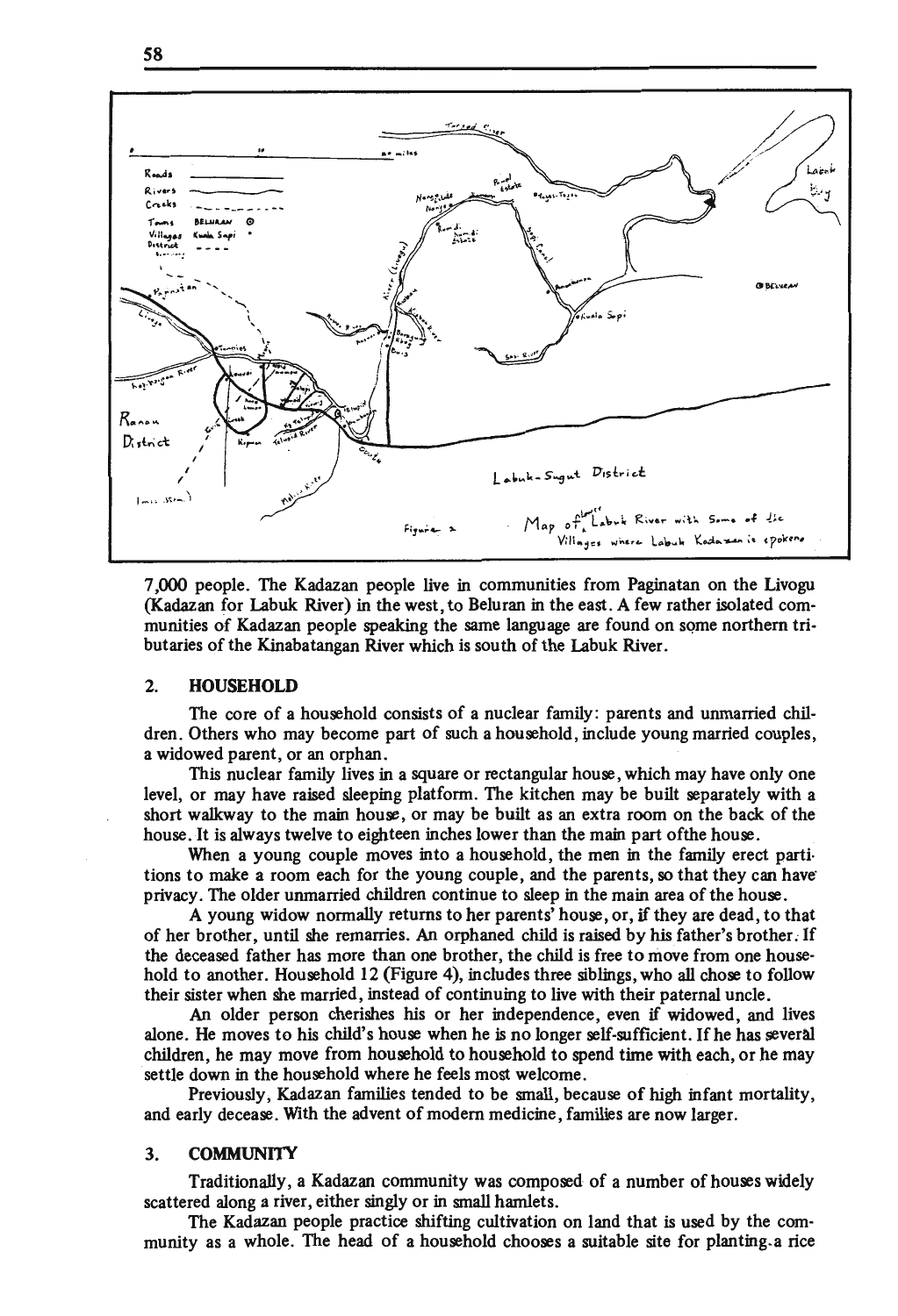Figure 2. Map of Labuk River with Some of the Villages where Labuk Kadazan is spoken

7,000 people. The Kadazan people live in communities from Paginatan on the Livogu (Kadazan for Labuk River) in the west, to Beluran in the east. A few rather isolated communities of Kadazan people speaking the same language are found on some northern tributaries of the Kinabatangan River which is south of the Labuk River.

## 2. HOUSEHOLD

The core of a household consists of a nuclear family: parents and unmarried children. Others who may become part of such a household, include young married couples, a widowed parent, or an orphan.

This nuclear family lives in a square or rectangular house, which may have only one level, or may have raised sleeping platform. The kitchen may be built separately with a short walkway to the main house, or may be built as an extra room on the back of the house. It is always twelve to eighteen inches lower than the main part ofthe house.

When a young couple moves into a household, the men in the family erect partitions to make a room each for the young couple, and the parents, so that they can have privacy. The older unmarried children continue to sleep in the main area of the house.

A young widow normally returns to her parents' house, or, if they are dead, to that of her brother, until she remarries. An orphaned child is raised by his father's brother. If the deceased father has more than one brother, the child is free to move from one household to another. Household 12 (Figure 4), includes three siblings, who all chose to follow their sister when she married, instead of continuing to live with their paternal uncle.

An older person cherishes his or her independence, even if widowed, and lives alone. He moves to his child's house when he is no longer self-sufficient. If he has several children, he may move from household to household to spend time with each, or he may settle down in the household where he feels most welcome.

Previously, Kadazan families tended to be small, because of high infant mortality, and early decease. With the advent of modern medicine, families are now larger.

## 3. COMMUNITY

Traditionally, a Kadazan community was composed of a number of houses widely scattered along a river, either singly or in small hamlets.

The Kadazan people practice shifting cultivation on land that is used by the community as a whole. The head of a household chooses a suitable site for planting a rice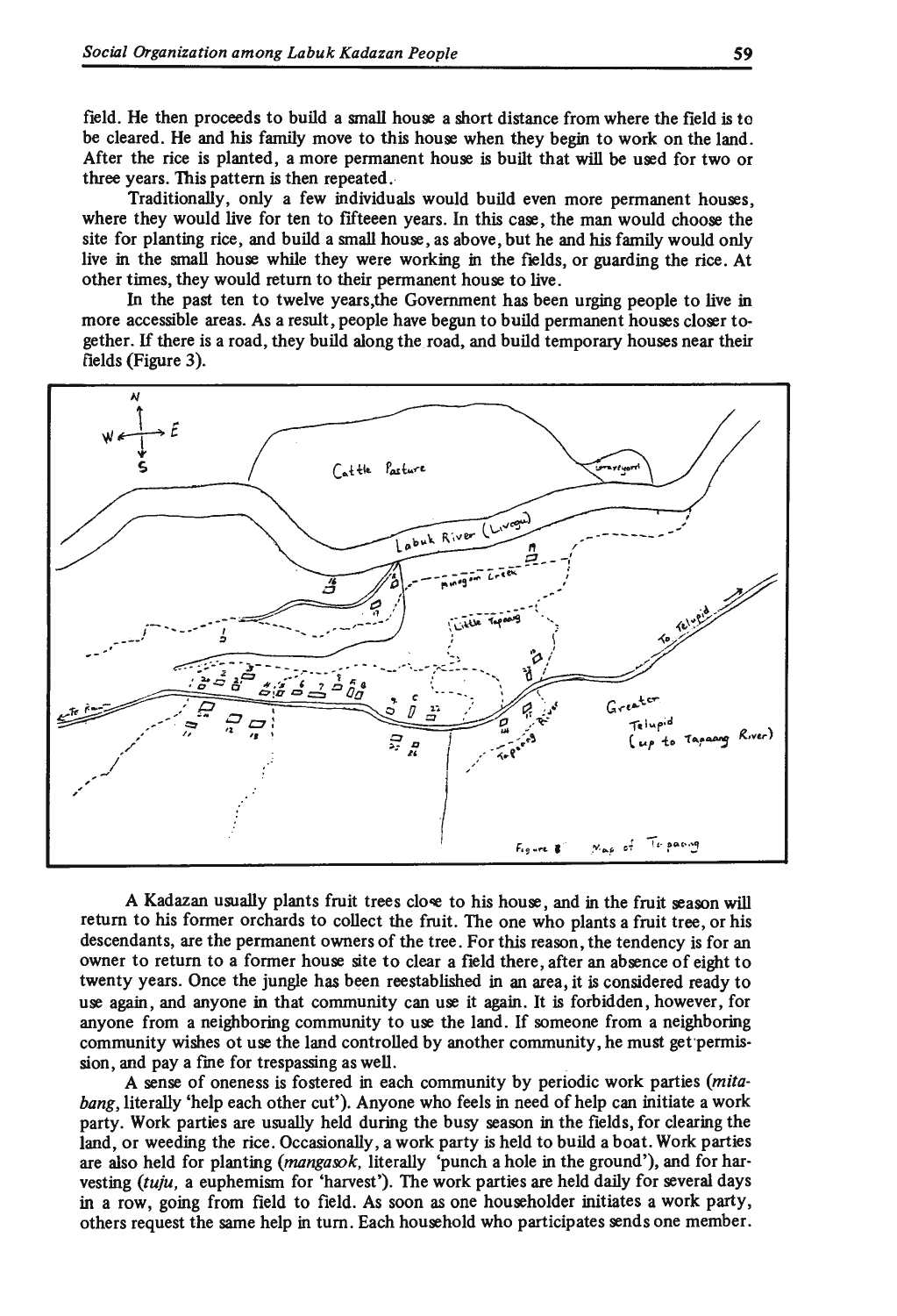field. He then proceeds to build a small house a short distance from where the field is to be cleared. He and his family move to this house when they begin to work on the land. After the rice is planted, a more permanent house is built that will be used for two or three years. This pattern is then repeated.

Traditionally, only a few individuals would build even more permanent houses, where they would live for ten to fifteeen years. In this case, the man would choose the site for planting rice, and build a small house, as above, but he and his family would only live in the small house while they were working in the fields, or guarding the rice. At other times, they would return to their permanent house to live.

In the past ten to twelve years,the Government has been urging people to live in more accessible areas. As a result, people have begun to build permanent houses closer together. If there is a road, they build along the road, and build temporary houses near their fields (Figure 3).

Figure 3 Map of Tapaang

A Kadazan usually plants fruit trees close to his house, and in the fruit season will return to his former orchards to collect the fruit. The one who plants a fruit tree, or his descendants, are the permanent owners of the tree. For this reason, the tendency is for an owner to return to a former house site to clear a field there, after an absence of eight to twenty years. Once the jungle has been reestablished in an area, it is considered ready to use again, and anyone in that community can use it again. It is forbidden, however, for anyone from a neighboring community to use the land. If someone from a neighboring community wishes ot use the land controlled by another community, he must get permission, and pay a fine for trespassing as well.

A sense of oneness is fostered in each community by periodic work parties (*mitabang*, literally 'help each other cut'). Anyone who feels in need of help can initiate a work party. Work parties are usually held during the busy season in the fields, for clearing the land, or weeding the rice. Occasionally, a work party is held to build a boat. Work parties are also held for planting (*mangasok*, literally 'punch a hole in the ground'), and for harvesting (*tuju*, a euphemism for 'harvest'). The work parties are held daily for several days in a row, going from field to field. As soon as one householder initiates a work party, others request the same help in turn. Each household who participates sends one member.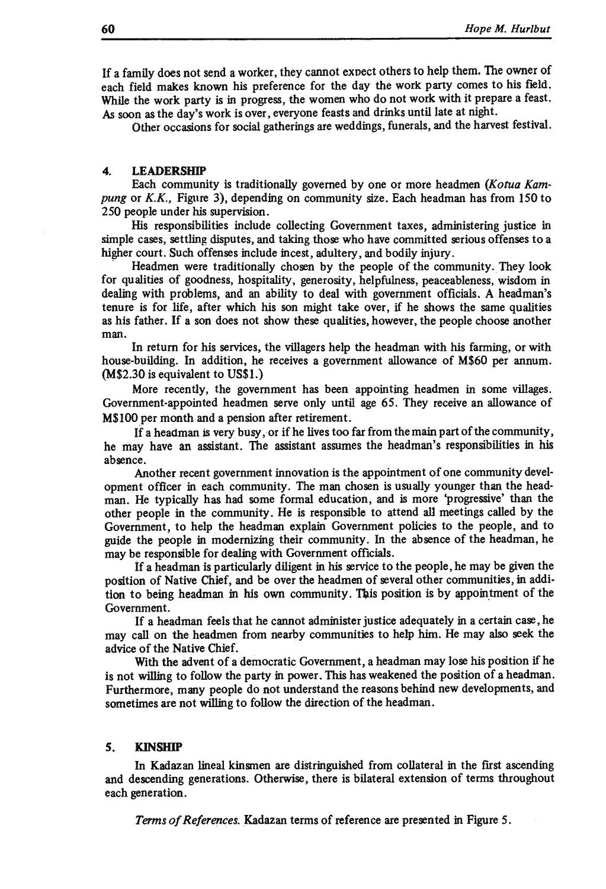If a family does not send a worker, they cannot expect others to help them. The owner of each field makes known his preference for the day the work party comes to his field. While the work party is in progress, the women who do not work with it prepare a feast. As soon as the day's work is over, everyone feasts and drinks until late at night.

Other occasions for social gatherings are weddings, funerals, and the harvest festival.

## 4. LEADERSHIP

Each community is traditionally governed by one or more headmen (*Kotua Kampung* or *K.K.*, Figure 3), depending on community size. Each headman has from 150 to 250 people under his supervision.

His responsibilities include collecting Government taxes, administering justice in simple cases, settling disputes, and taking those who have committed serious offenses to a higher court. Such offenses include incest, adultery, and bodily injury.

Headmen were traditionally chosen by the people of the community. They look for qualities of goodness, hospitality, generosity, helpfulness, peaceableness, wisdom in dealing with problems, and an ability to deal with government officials. A headman's tenure is for life, after which his son might take over, if he shows the same qualities as his father. If a son does not show these qualities, however, the people choose another man.

In return for his services, the villagers help the headman with his farming, or with house-building. In addition, he receives a government allowance of M$60 per annum. (M$2.30 is equivalent to US$1.)

More recently, the government has been appointing headmen in some villages. Government-appointed headmen serve only until age 65. They receive an allowance of M$100 per month and a pension after retirement.

If a headman is very busy, or if he lives too far from the main part of the community, he may have an assistant. The assistant assumes the headman's responsibilities in his absence.

Another recent government innovation is the appointment of one community development officer in each community. The man chosen is usually younger than the headman. He typically has had some formal education, and is more 'progressive' than the other people in the community. He is responsible to attend all meetings called by the Government, to help the headman explain Government policies to the people, and to guide the people in modernizing their community. In the absence of the headman, he may be responsible for dealing with Government officials.

If a headman is particularly diligent in his service to the people, he may be given the position of Native Chief, and be over the headmen of several other communities, in addition to being headman in his own community. This position is by appointment of the Government.

If a headman feels that he cannot administer justice adequately in a certain case, he may call on the headmen from nearby communities to help him. He may also seek the advice of the Native Chief.

With the advent of a democratic Government, a headman may lose his position if he is not willing to follow the party in power. This has weakened the position of a headman. Furthermore, many people do not understand the reasons behind new developments, and sometimes are not willing to follow the direction of the headman.

## 5. KINSHIP

In Kadazan lineal kinsmen are distringuished from collateral in the first ascending and descending generations. Otherwise, there is bilateral extension of terms throughout each generation.

*Terms of References.* Kadazan terms of reference are presented in Figure 5.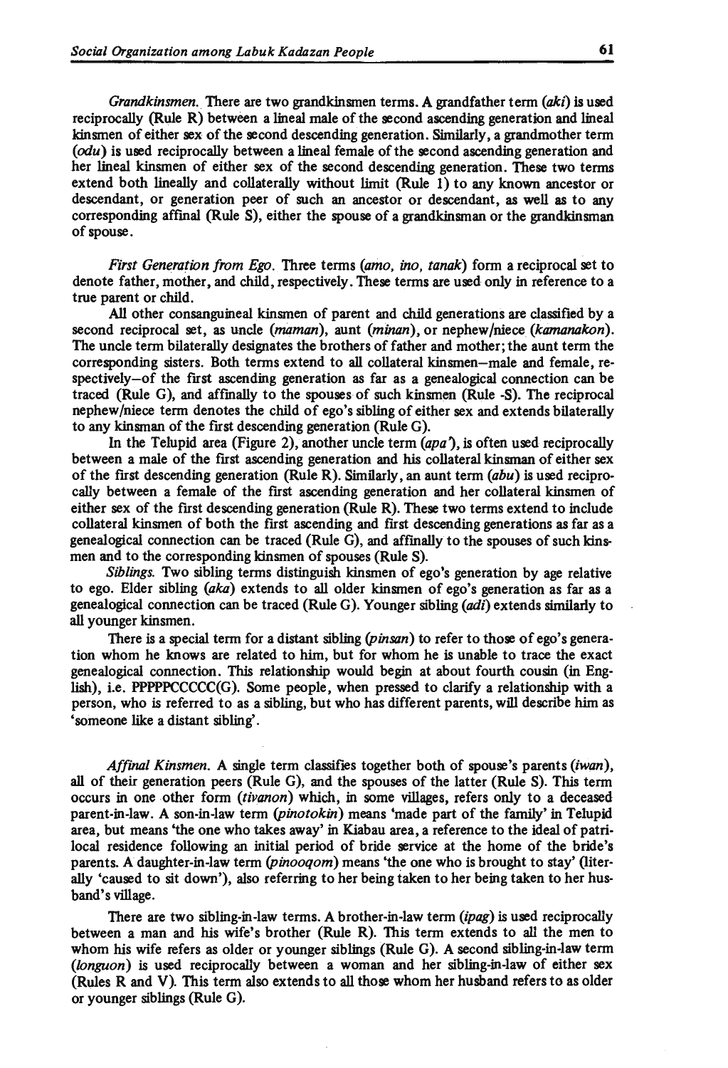*Grandkinsmen.* There are two grandkinsmen terms. A grandfather term (*aki*) is used reciprocally (Rule R) between a lineal male of the second ascending generation and lineal kinsmen of either sex of the second descending generation. Similarly, a grandmother term (*odu*) is used reciprocally between a lineal female of the second ascending generation and her lineal kinsmen of either sex of the second descending generation. These two terms extend both lineally and collaterally without limit (Rule 1) to any known ancestor or descendant, or generation peer of such an ancestor or descendant, as well as to any corresponding affinal (Rule S), either the spouse of a grandkinsman or the grandkinsman of spouse.

*First Generation from Ego.* Three terms (*amo, ino, tanak*) form a reciprocal set to denote father, mother, and child, respectively. These terms are used only in reference to a true parent or child.

All other consanguineal kinsmen of parent and child generations are classified by a second reciprocal set, as uncle (*maman*), aunt (*minan*), or nephew/niece (*kamanakon*). The uncle term bilaterally designates the brothers of father and mother; the aunt term the corresponding sisters. Both terms extend to all collateral kinsmen—male and female, respectively—of the first ascending generation as far as a genealogical connection can be traced (Rule G), and affinally to the spouses of such kinsmen (Rule -S). The reciprocal nephew/niece term denotes the child of ego's sibling of either sex and extends bilaterally to any kinsman of the first descending generation (Rule G).

In the Telupid area (Figure 2), another uncle term (*apa'*), is often used reciprocally between a male of the first ascending generation and his collateral kinsman of either sex of the first descending generation (Rule R). Similarly, an aunt term (*abu*) is used reciprocally between a female of the first ascending generation and her collateral kinsmen of either sex of the first descending generation (Rule R). These two terms extend to include collateral kinsmen of both the first ascending and first descending generations as far as a genealogical connection can be traced (Rule G), and affinally to the spouses of such kinsmen and to the corresponding kinsmen of spouses (Rule S).

*Siblings.* Two sibling terms distinguish kinsmen of ego's generation by age relative to ego. Elder sibling (*aka*) extends to all older kinsmen of ego's generation as far as a genealogical connection can be traced (Rule G). Younger sibling (*adi*) extends similarly to all younger kinsmen.

There is a special term for a distant sibling (*pinsan*) to refer to those of ego's generation whom he knows are related to him, but for whom he is unable to trace the exact genealogical connection. This relationship would begin at about fourth cousin (in English), i.e. PPPPPCCCCC(G). Some people, when pressed to clarify a relationship with a person, who is referred to as a sibling, but who has different parents, will describe him as 'someone like a distant sibling'.

*Affinal Kinsmen.* A single term classifies together both of spouse's parents (*iwan*), all of their generation peers (Rule G), and the spouses of the latter (Rule S). This term occurs in one other form (*tivanon*) which, in some villages, refers only to a deceased parent-in-law. A son-in-law term (*pinotokin*) means 'made part of the family' in Telupid area, but means 'the one who takes away' in Kiabau area, a reference to the ideal of patrilocal residence following an initial period of bride service at the home of the bride's parents. A daughter-in-law term (*pinooqom*) means 'the one who is brought to stay' (literally 'caused to sit down'), also referring to her being taken to her being taken to her husband's village.

There are two sibling-in-law terms. A brother-in-law term (*ipag*) is used reciprocally between a man and his wife's brother (Rule R). This term extends to all the men to whom his wife refers as older or younger siblings (Rule G). A second sibling-in-law term (*longuon*) is used reciprocally between a woman and her sibling-in-law of either sex (Rules R and V). This term also extends to all those whom her husband refers to as older or younger siblings (Rule G).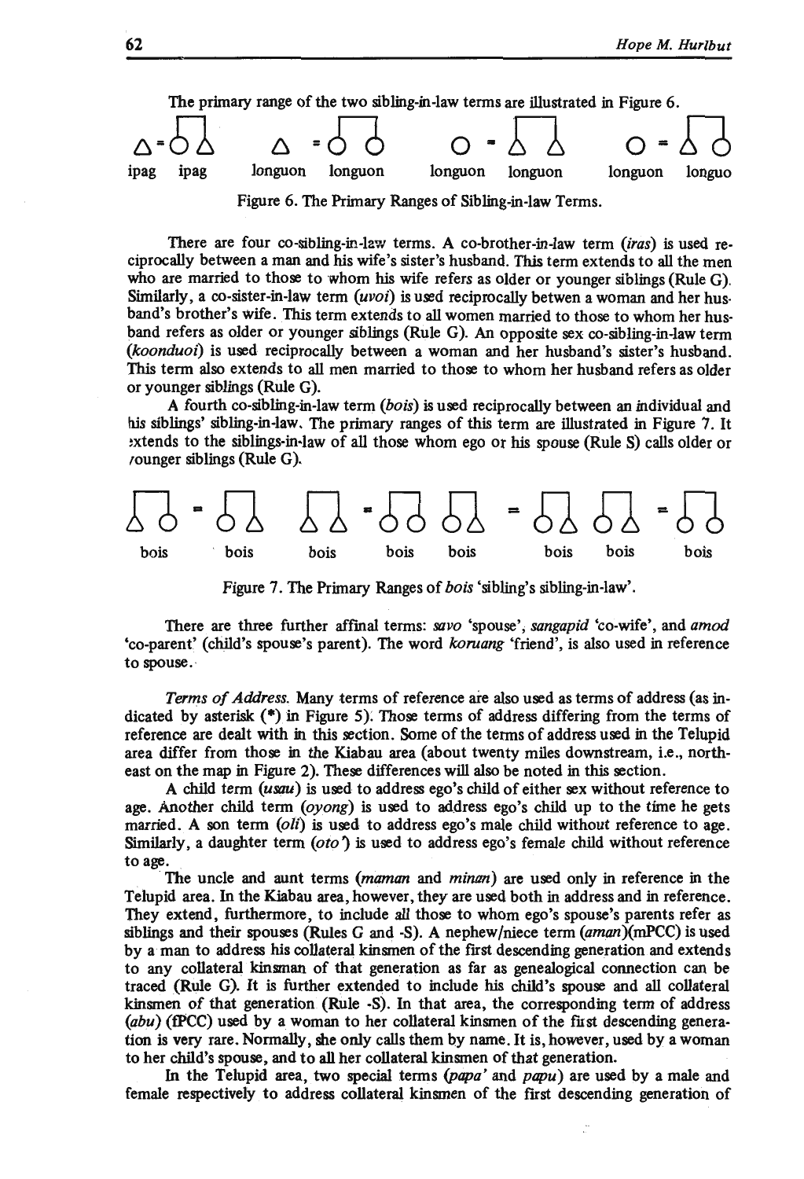The primary range of the two sibling-in-law terms are illustrated in Figure 6.

ipag ipag longuon longuon longuon longuon longuon longuo

Figure 6. The Primary Ranges of Sibling-in-law Terms.

There are four co-sibling-in-law terms. A co-brother-in-law term (*iras*) is used reciprocally between a man and his wife's sister's husband. This term extends to all the men who are married to those to whom his wife refers as older or younger siblings (Rule G). Similarly, a co-sister-in-law term (*uvoi*) is used reciprocally betwen a woman and her husband's brother's wife. This term extends to all women married to those to whom her husband refers as older or younger siblings (Rule G). An opposite sex co-sibling-in-law term (*koonduoi*) is used reciprocally between a woman and her husband's sister's husband. This term also extends to all men married to those to whom her husband refers as older or younger siblings (Rule G).

A fourth co-sibling-in-law term (*bois*) is used reciprocally between an individual and his siblings' sibling-in-law. The primary ranges of this term are illustrated in Figure 7. It extends to the siblings-in-law of all those whom ego or his spouse (Rule S) calls older or younger siblings (Rule G).

bois bois bois bois bois bois bois bois

Figure 7. The Primary Ranges of *bois* 'sibling's sibling-in-law'.

There are three further affinal terms: *savo* 'spouse', *sangapid* 'co-wife', and *amod* 'co-parent' (child's spouse's parent). The word *koruang* 'friend', is also used in reference to spouse.

*Terms of Address.* Many terms of reference are also used as terms of address (as indicated by asterisk (*) in Figure 5). Those terms of address differing from the terms of reference are dealt with in this section. Some of the terms of address used in the Telupid area differ from those in the Kiabau area (about twenty miles downstream, i.e., northeast on the map in Figure 2). These differences will also be noted in this section.

A child term (*usau*) is used to address ego's child of either sex without reference to age. Another child term (*oyong*) is used to address ego's child up to the time he gets married. A son term (*oli*) is used to address ego's male child without reference to age. Similarly, a daughter term (*oto'*) is used to address ego's female child without reference to age.

The uncle and aunt terms (*maman* and *minan*) are used only in reference in the Telupid area. In the Kiabau area, however, they are used both in address and in reference. They extend, furthermore, to include *all* those to whom ego's spouse's parents refer as siblings and their spouses (Rules G and -S). A nephew/niece term (*aman*)(mPCC) is used by a man to address his collateral kinsmen of the first descending generation and extends to any collateral kinsman of that generation as far as genealogical connection can be traced (Rule G). It is further extended to include his child's spouse and all collateral kinsmen of that generation (Rule -S). In that area, the corresponding term of address (*abu*) (fPCC) used by a woman to her collateral kinsmen of the first descending generation is very rare. Normally, she only calls them by name. It is, however, used by a woman to her child's spouse, and to all her collateral kinsmen of that generation.

In the Telupid area, two special terms (*papa'* and *papu*) are used by a male and female respectively to address collateral kinsmen of the first descending generation of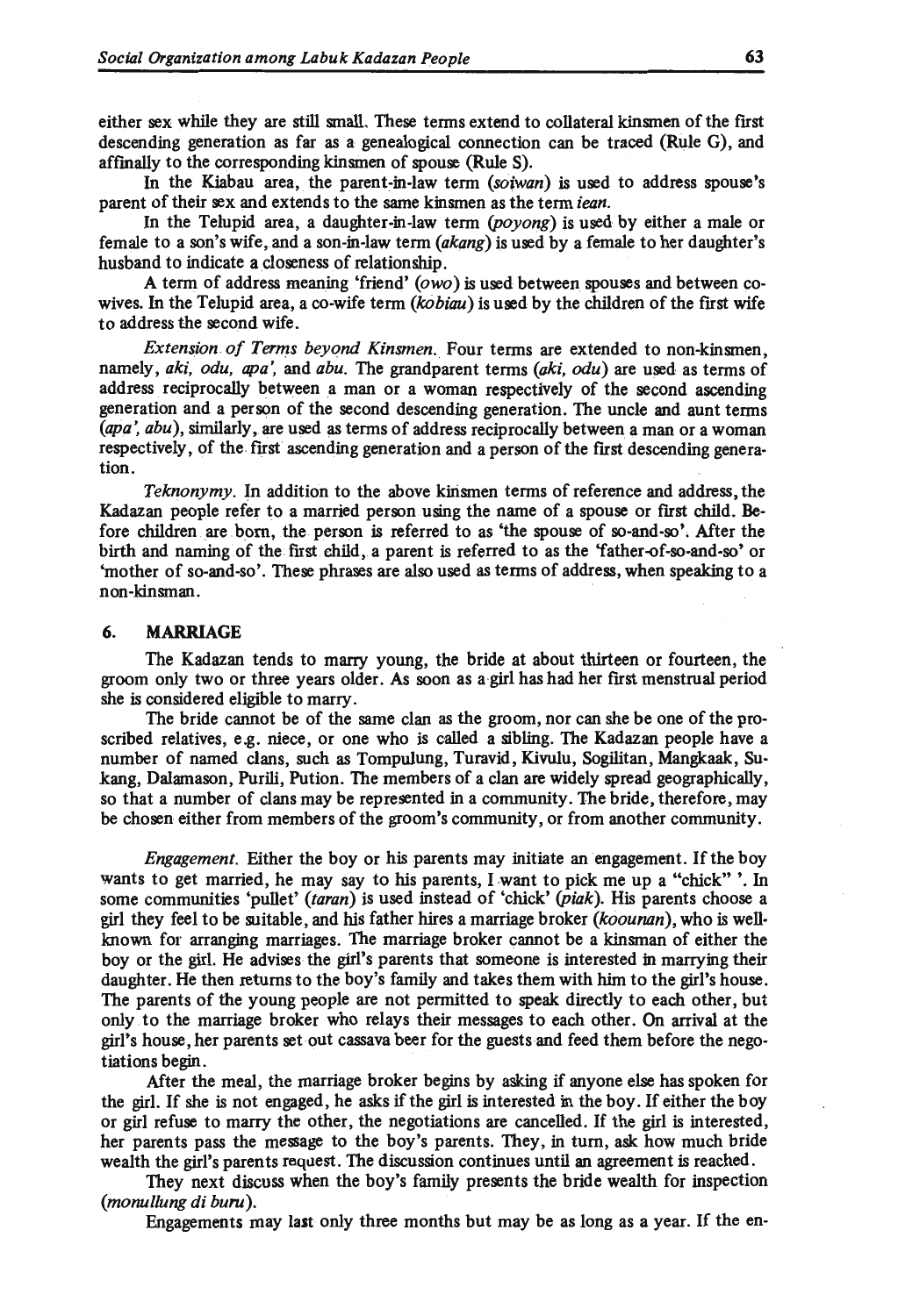either sex while they are still small. These terms extend to collateral kinsmen of the first descending generation as far as a genealogical connection can be traced (Rule G), and affinally to the corresponding kinsmen of spouse (Rule S).

In the Kiabau area, the parent-in-law term (*soiwan*) is used to address spouse's parent of their sex and extends to the same kinsmen as the term *iean*.

In the Telupid area, a daughter-in-law term (*poyong*) is used by either a male or female to a son's wife, and a son-in-law term (*akang*) is used by a female to her daughter's husband to indicate a closeness of relationship.

A term of address meaning 'friend' (*owo*) is used between spouses and between co-wives. In the Telupid area, a co-wife term (*kobiau*) is used by the children of the first wife to address the second wife.

*Extension of Terms beyond Kinsmen.* Four terms are extended to non-kinsmen, namely, *aki, odu, apa',* and *abu*. The grandparent terms (*aki, odu*) are used as terms of address reciprocally between a man or a woman respectively of the second ascending generation and a person of the second descending generation. The uncle and aunt terms (*apa', abu*), similarly, are used as terms of address reciprocally between a man or a woman respectively, of the first ascending generation and a person of the first descending generation.

*Teknonymy.* In addition to the above kinsmen terms of reference and address, the Kadazan people refer to a married person using the name of a spouse or first child. Before children are born, the person is referred to as 'the spouse of so-and-so'. After the birth and naming of the first child, a parent is referred to as the 'father-of-so-and-so' or 'mother of so-and-so'. These phrases are also used as terms of address, when speaking to a non-kinsman.

## 6. MARRIAGE

The Kadazan tends to marry young, the bride at about thirteen or fourteen, the groom only two or three years older. As soon as a girl has had her first menstrual period she is considered eligible to marry.

The bride cannot be of the same clan as the groom, nor can she be one of the proscribed relatives, e.g. niece, or one who is called a sibling. The Kadazan people have a number of named clans, such as Tompulung, Turavid, Kivulu, Sogilitan, Mangkaak, Sukang, Dalamason, Purili, Pution. The members of a clan are widely spread geographically, so that a number of clans may be represented in a community. The bride, therefore, may be chosen either from members of the groom's community, or from another community.

*Engagement.* Either the boy or his parents may initiate an engagement. If the boy wants to get married, he may say to his parents, I want to pick me up a "chick" '. In some communities 'pullet' (*taran*) is used instead of 'chick' (*piak*). His parents choose a girl they feel to be suitable, and his father hires a marriage broker (*koounan*), who is well-known for arranging marriages. The marriage broker cannot be a kinsman of either the boy or the girl. He advises the girl's parents that someone is interested in marrying their daughter. He then returns to the boy's family and takes them with him to the girl's house. The parents of the young people are not permitted to speak directly to each other, but only to the marriage broker who relays their messages to each other. On arrival at the girl's house, her parents set out cassava beer for the guests and feed them before the negotiations begin.

After the meal, the marriage broker begins by asking if anyone else has spoken for the girl. If she is not engaged, he asks if the girl is interested in the boy. If either the boy or girl refuse to marry the other, the negotiations are cancelled. If the girl is interested, her parents pass the message to the boy's parents. They, in turn, ask how much bride wealth the girl's parents request. The discussion continues until an agreement is reached.

They next discuss when the boy's family presents the bride wealth for inspection (*monullung di buru*).

Engagements may last only three months but may be as long as a year. If the en-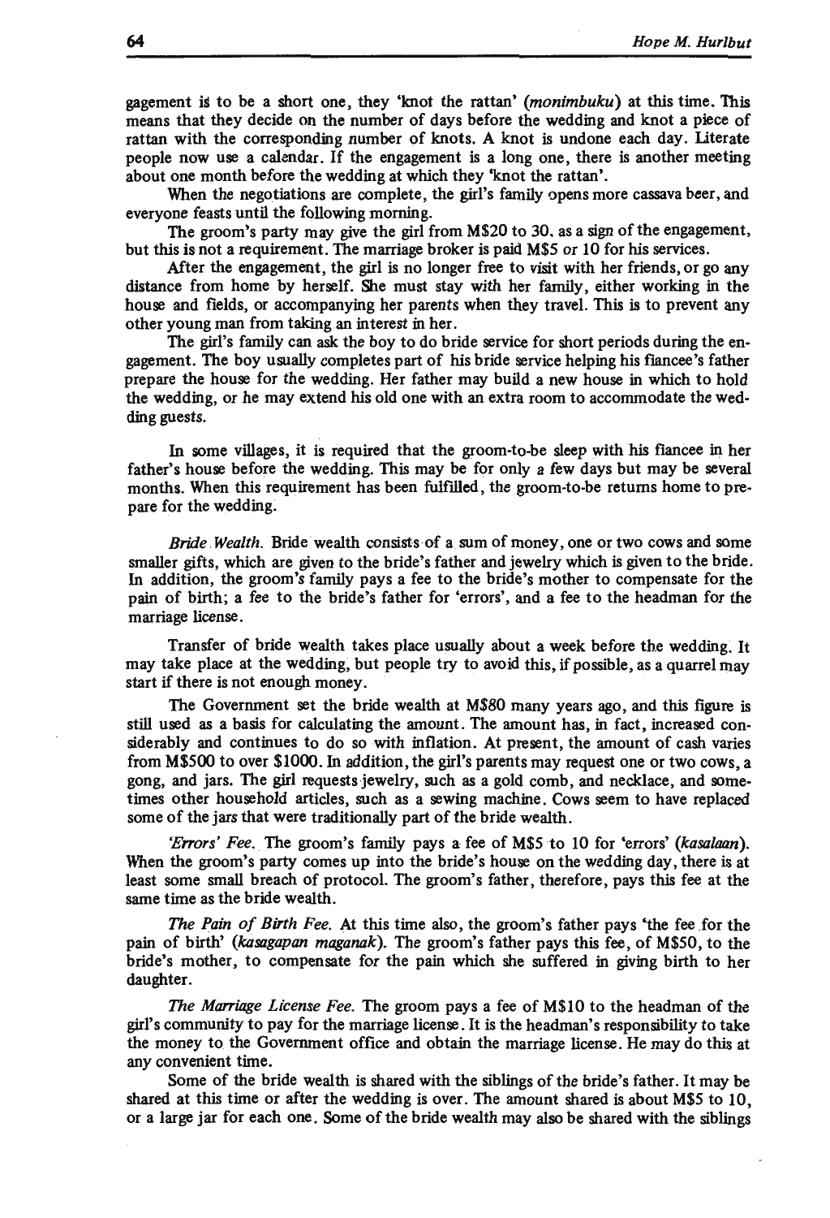gagement is to be a short one, they 'knot the rattan' (*monimbuku*) at this time. This means that they decide on the number of days before the wedding and knot a piece of rattan with the corresponding number of knots. A knot is undone each day. Literate people now use a calendar. If the engagement is a long one, there is another meeting about one month before the wedding at which they 'knot the rattan'.

When the negotiations are complete, the girl's family opens more cassava beer, and everyone feasts until the following morning.

The groom's party may give the girl from M$20 to 30, as a sign of the engagement, but this is not a requirement. The marriage broker is paid M$5 or 10 for his services.

After the engagement, the girl is no longer free to visit with her friends, or go any distance from home by herself. She must stay with her family, either working in the house and fields, or accompanying her parents when they travel. This is to prevent any other young man from taking an interest in her.

The girl's family can ask the boy to do bride service for short periods during the engagement. The boy usually completes part of his bride service helping his fiancee's father prepare the house for the wedding. Her father may build a new house in which to hold the wedding, or he may extend his old one with an extra room to accommodate the wedding guests.

In some villages, it is required that the groom-to-be sleep with his fiancee in her father's house before the wedding. This may be for only a few days but may be several months. When this requirement has been fulfilled, the groom-to-be returns home to prepare for the wedding.

*Bride Wealth.* Bride wealth consists of a sum of money, one or two cows and some smaller gifts, which are given to the bride's father and jewelry which is given to the bride. In addition, the groom's family pays a fee to the bride's mother to compensate for the pain of birth; a fee to the bride's father for 'errors', and a fee to the headman for the marriage license.

Transfer of bride wealth takes place usually about a week before the wedding. It may take place at the wedding, but people try to avoid this, if possible, as a quarrel may start if there is not enough money.

The Government set the bride wealth at M$80 many years ago, and this figure is still used as a basis for calculating the amount. The amount has, in fact, increased considerably and continues to do so with inflation. At present, the amount of cash varies from M$500 to over $1000. In addition, the girl's parents may request one or two cows, a gong, and jars. The girl requests jewelry, such as a gold comb, and necklace, and sometimes other household articles, such as a sewing machine. Cows seem to have replaced some of the jars that were traditionally part of the bride wealth.

*'Errors' Fee.* The groom's family pays a fee of M$5 to 10 for 'errors' (*kasalaan*). When the groom's party comes up into the bride's house on the wedding day, there is at least some small breach of protocol. The groom's father, therefore, pays this fee at the same time as the bride wealth.

*The Pain of Birth Fee.* At this time also, the groom's father pays 'the fee for the pain of birth' (*kasagapan maganak*). The groom's father pays this fee, of M$50, to the bride's mother, to compensate for the pain which she suffered in giving birth to her daughter.

*The Marriage License Fee.* The groom pays a fee of M$10 to the headman of the girl's community to pay for the marriage license. It is the headman's responsibility to take the money to the Government office and obtain the marriage license. He may do this at any convenient time.

Some of the bride wealth is shared with the siblings of the bride's father. It may be shared at this time or after the wedding is over. The amount shared is about M$5 to 10, or a large jar for each one. Some of the bride wealth may also be shared with the siblings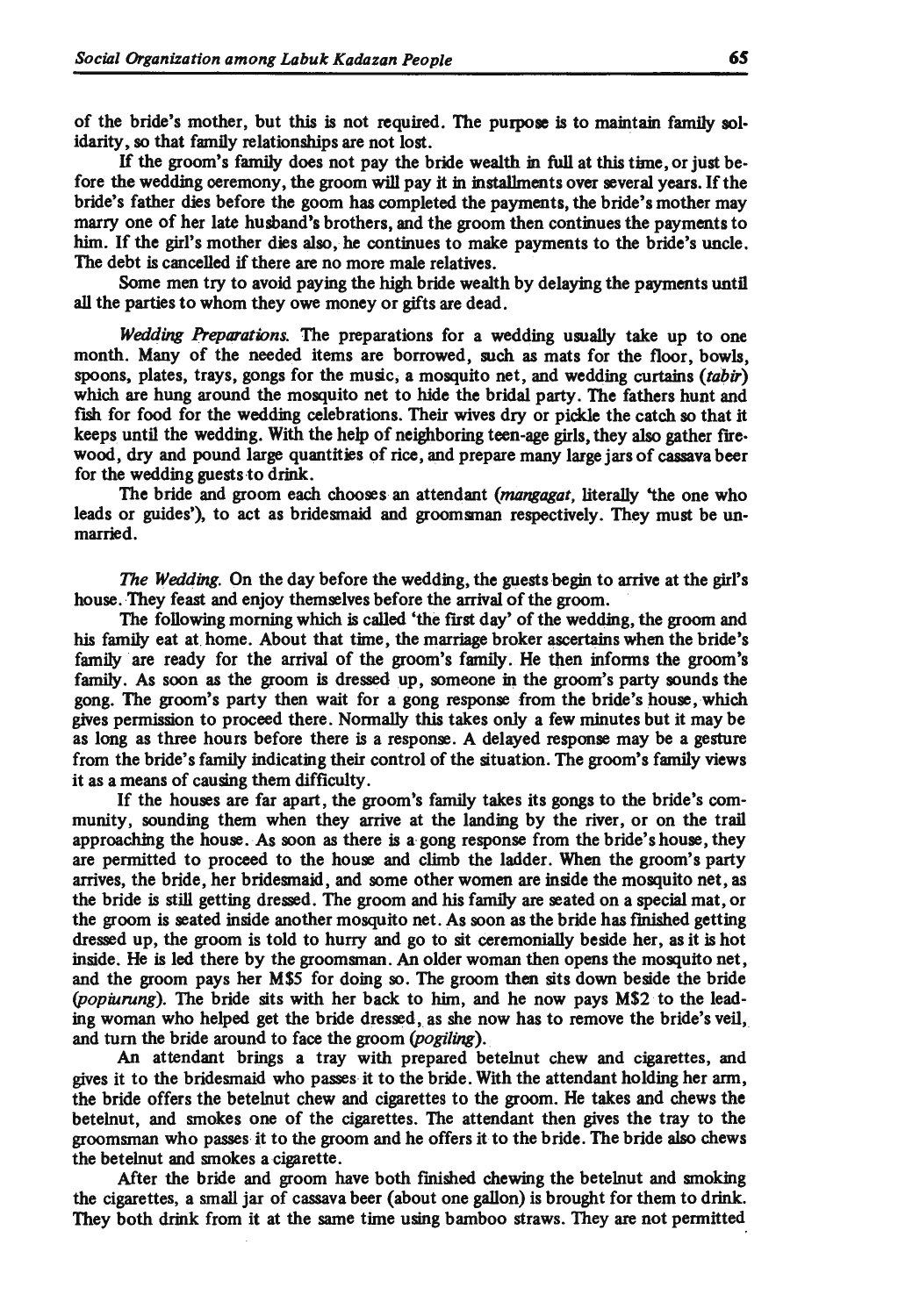of the bride's mother, but this is not required. The purpose is to maintain family solidarity, so that family relationships are not lost.

If the groom's family does not pay the bride wealth in full at this time, or just before the wedding ceremony, the groom will pay it in installments over several years. If the bride's father dies before the goom has completed the payments, the bride's mother may marry one of her late husband's brothers, and the groom then continues the payments to him. If the girl's mother dies also, he continues to make payments to the bride's uncle. The debt is cancelled if there are no more male relatives.

Some men try to avoid paying the high bride wealth by delaying the payments until all the parties to whom they owe money or gifts are dead.

*Wedding Preparations.* The preparations for a wedding usually take up to one month. Many of the needed items are borrowed, such as mats for the floor, bowls, spoons, plates, trays, gongs for the music, a mosquito net, and wedding curtains (*tabir*) which are hung around the mosquito net to hide the bridal party. The fathers hunt and fish for food for the wedding celebrations. Their wives dry or pickle the catch so that it keeps until the wedding. With the help of neighboring teen-age girls, they also gather firewood, dry and pound large quantities of rice, and prepare many large jars of cassava beer for the wedding guests to drink.

The bride and groom each chooses an attendant (*mangagat*, literally 'the one who leads or guides'), to act as bridesmaid and groomsman respectively. They must be unmarried.

*The Wedding.* On the day before the wedding, the guests begin to arrive at the girl's house. They feast and enjoy themselves before the arrival of the groom.

The following morning which is called 'the first day' of the wedding, the groom and his family eat at home. About that time, the marriage broker ascertains when the bride's family are ready for the arrival of the groom's family. He then informs the groom's family. As soon as the groom is dressed up, someone in the groom's party sounds the gong. The groom's party then wait for a gong response from the bride's house, which gives permission to proceed there. Normally this takes only a few minutes but it may be as long as three hours before there is a response. A delayed response may be a gesture from the bride's family indicating their control of the situation. The groom's family views it as a means of causing them difficulty.

If the houses are far apart, the groom's family takes its gongs to the bride's community, sounding them when they arrive at the landing by the river, or on the trail approaching the house. As soon as there is a gong response from the bride's house, they are permitted to proceed to the house and climb the ladder. When the groom's party arrives, the bride, her bridesmaid, and some other women are inside the mosquito net, as the bride is still getting dressed. The groom and his family are seated on a special mat, or the groom is seated inside another mosquito net. As soon as the bride has finished getting dressed up, the groom is told to hurry and go to sit ceremonially beside her, as it is hot inside. He is led there by the groomsman. An older woman then opens the mosquito net, and the groom pays her M$5 for doing so. The groom then sits down beside the bride (*popiurung*). The bride sits with her back to him, and he now pays M$2 to the leading woman who helped get the bride dressed, as she now has to remove the bride's veil, and turn the bride around to face the groom (*pogiling*).

An attendant brings a tray with prepared betelnut chew and cigarettes, and gives it to the bridesmaid who passes it to the bride. With the attendant holding her arm, the bride offers the betelnut chew and cigarettes to the groom. He takes and chews the betelnut, and smokes one of the cigarettes. The attendant then gives the tray to the groomsman who passes it to the groom and he offers it to the bride. The bride also chews the betelnut and smokes a cigarette.

After the bride and groom have both finished chewing the betelnut and smoking the cigarettes, a small jar of cassava beer (about one gallon) is brought for them to drink. They both drink from it at the same time using bamboo straws. They are not permitted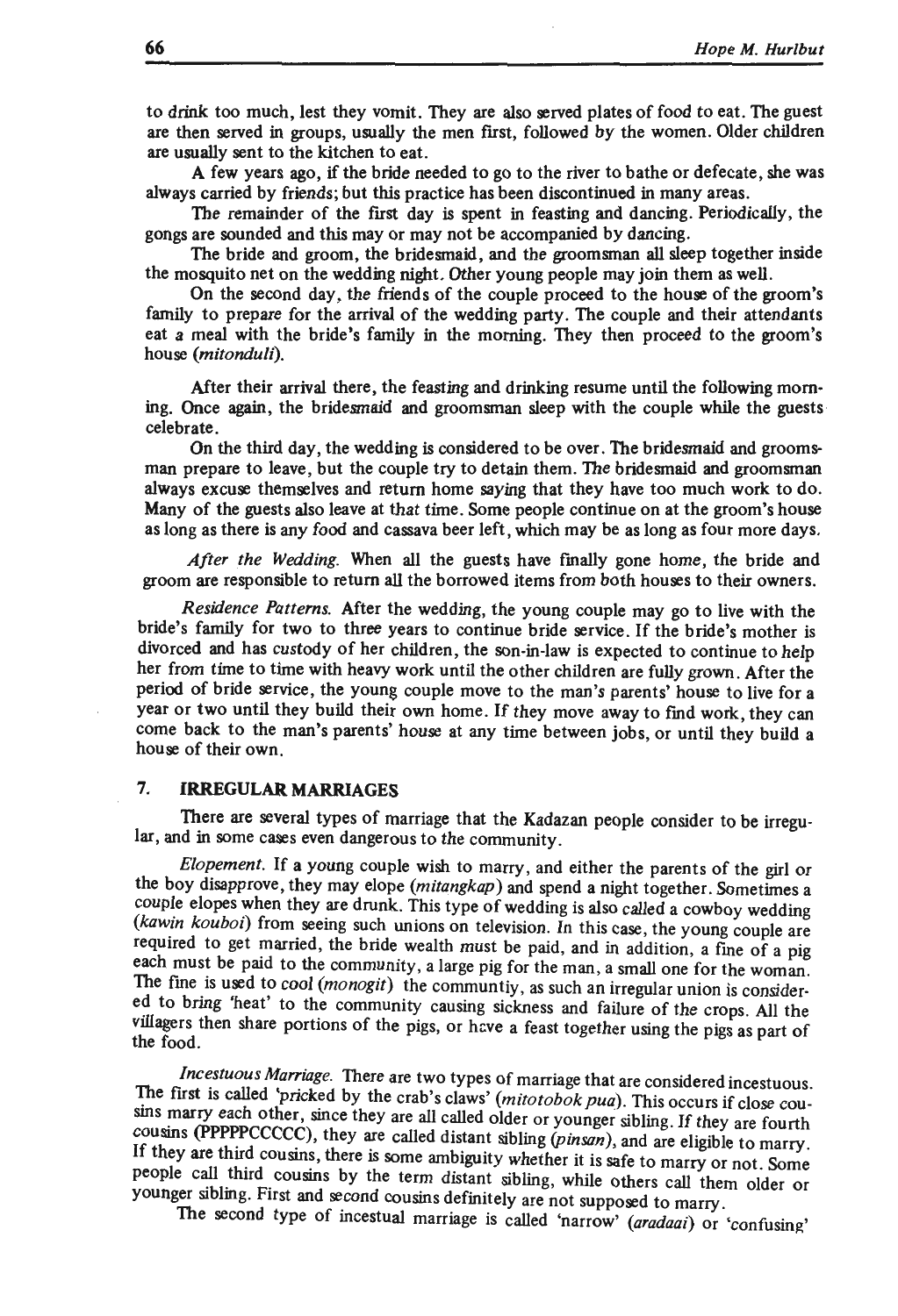to drink too much, lest they vomit. They are also served plates of food to eat. The guest are then served in groups, usually the men first, followed by the women. Older children are usually sent to the kitchen to eat.

A few years ago, if the bride needed to go to the river to bathe or defecate, she was always carried by friends; but this practice has been discontinued in many areas.

The remainder of the first day is spent in feasting and dancing. Periodically, the gongs are sounded and this may or may not be accompanied by dancing.

The bride and groom, the bridesmaid, and the groomsman all sleep together inside the mosquito net on the wedding night. Other young people may join them as well.

On the second day, the friends of the couple proceed to the house of the groom's family to prepare for the arrival of the wedding party. The couple and their attendants eat a meal with the bride's family in the morning. They then proceed to the groom's house (*mitonduli*).

After their arrival there, the feasting and drinking resume until the following morning. Once again, the bridesmaid and groomsman sleep with the couple while the guests celebrate.

On the third day, the wedding is considered to be over. The bridesmaid and groomsman prepare to leave, but the couple try to detain them. The bridesmaid and groomsman always excuse themselves and return home saying that they have too much work to do. Many of the guests also leave at that time. Some people continue on at the groom's house as long as there is any food and cassava beer left, which may be as long as four more days.

*After the Wedding.* When all the guests have finally gone home, the bride and groom are responsible to return all the borrowed items from both houses to their owners.

*Residence Patterns.* After the wedding, the young couple may go to live with the bride's family for two to three years to continue bride service. If the bride's mother is divorced and has custody of her children, the son-in-law is expected to continue to help her from time to time with heavy work until the other children are fully grown. After the period of bride service, the young couple move to the man's parents' house to live for a year or two until they build their own home. If they move away to find work, they can come back to the man's parents' house at any time between jobs, or until they build a house of their own.

## 7. IRREGULAR MARRIAGES

There are several types of marriage that the Kadazan people consider to be irregular, and in some cases even dangerous to the community.

*Elopement.* If a young couple wish to marry, and either the parents of the girl or the boy disapprove, they may elope (*mitangkap*) and spend a night together. Sometimes a couple elopes when they are drunk. This type of wedding is also called a cowboy wedding (*kawin kouboi*) from seeing such unions on television. In this case, the young couple are required to get married, the bride wealth must be paid, and in addition, a fine of a pig each must be paid to the community, a large pig for the man, a small one for the woman. The fine is used to cool (*monogit*) the communtiy, as such an irregular union is considered to bring 'heat' to the community causing sickness and failure of the crops. All the villagers then share portions of the pigs, or have a feast together using the pigs as part of the food.

*Incestuous Marriage.* There are two types of marriage that are considered incestuous. The first is called 'pricked by the crab's claws' (*mitotobok pua*). This occurs if close cousins marry each other, since they are all called older or younger sibling. If they are fourth cousins (PPPPPCCCCC), they are called distant sibling (*pinsan*), and are eligible to marry. If they are third cousins, there is some ambiguity whether it is safe to marry or not. Some people call third cousins by the term distant sibling, while others call them older or younger sibling. First and second cousins definitely are not supposed to marry.

The second type of incestual marriage is called 'narrow' (*aradaai*) or 'confusing'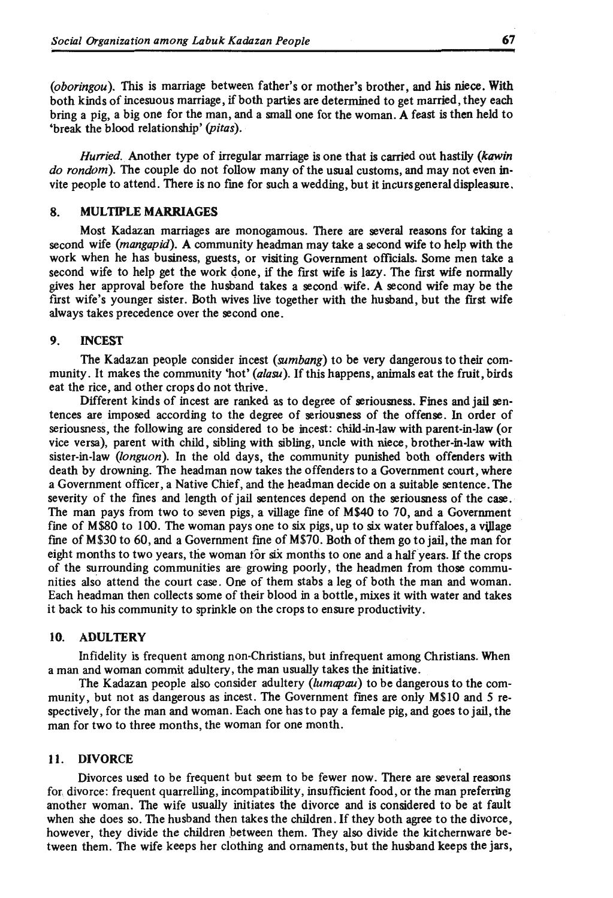(*oboringou*). This is marriage between father's or mother's brother, and his niece. With both kinds of incesuous marriage, if both parties are determined to get married, they each bring a pig, a big one for the man, and a small one for the woman. A feast is then held to 'break the blood relationship' (*pitas*).

*Hurried.* Another type of irregular marriage is one that is carried out hastily (*kawin do rondom*). The couple do not follow many of the usual customs, and may not even invite people to attend. There is no fine for such a wedding, but it incurs general displeasure.

## 8. MULTIPLE MARRIAGES

Most Kadazan marriages are monogamous. There are several reasons for taking a second wife (*mangapid*). A community headman may take a second wife to help with the work when he has business, guests, or visiting Government officials. Some men take a second wife to help get the work done, if the first wife is lazy. The first wife normally gives her approval before the husband takes a second wife. A second wife may be the first wife's younger sister. Both wives live together with the husband, but the first wife always takes precedence over the second one.

## 9. INCEST

The Kadazan people consider incest (*sumbang*) to be very dangerous to their community. It makes the community 'hot' (*alasu*). If this happens, animals eat the fruit, birds eat the rice, and other crops do not thrive.

Different kinds of incest are ranked as to degree of seriousness. Fines and jail sentences are imposed according to the degree of seriousness of the offense. In order of seriousness, the following are considered to be incest: child-in-law with parent-in-law (or vice versa), parent with child, sibling with sibling, uncle with niece, brother-in-law with sister-in-law (*longuon*). In the old days, the community punished both offenders with death by drowning. The headman now takes the offenders to a Government court, where a Government officer, a Native Chief, and the headman decide on a suitable sentence. The severity of the fines and length of jail sentences depend on the seriousness of the case. The man pays from two to seven pigs, a village fine of M$40 to 70, and a Government fine of M$80 to 100. The woman pays one to six pigs, up to six water buffaloes, a village fine of M$30 to 60, and a Government fine of M$70. Both of them go to jail, the man for eight months to two years, the woman for six months to one and a half years. If the crops of the surrounding communities are growing poorly, the headmen from those communities also attend the court case. One of them stabs a leg of both the man and woman. Each headman then collects some of their blood in a bottle, mixes it with water and takes it back to his community to sprinkle on the crops to ensure productivity.

## 10. ADULTERY

Infidelity is frequent among non-Christians, but infrequent among Christians. When a man and woman commit adultery, the man usually takes the initiative.

The Kadazan people also consider adultery (*lumapau*) to be dangerous to the community, but not as dangerous as incest. The Government fines are only M$10 and 5 respectively, for the man and woman. Each one has to pay a female pig, and goes to jail, the man for two to three months, the woman for one month.

## 11. DIVORCE

Divorces used to be frequent but seem to be fewer now. There are several reasons for divorce: frequent quarrelling, incompatibility, insufficient food, or the man preferring another woman. The wife usually initiates the divorce and is considered to be at fault when she does so. The husband then takes the children. If they both agree to the divorce, however, they divide the children between them. They also divide the kitchernware between them. The wife keeps her clothing and ornaments, but the husband keeps the jars,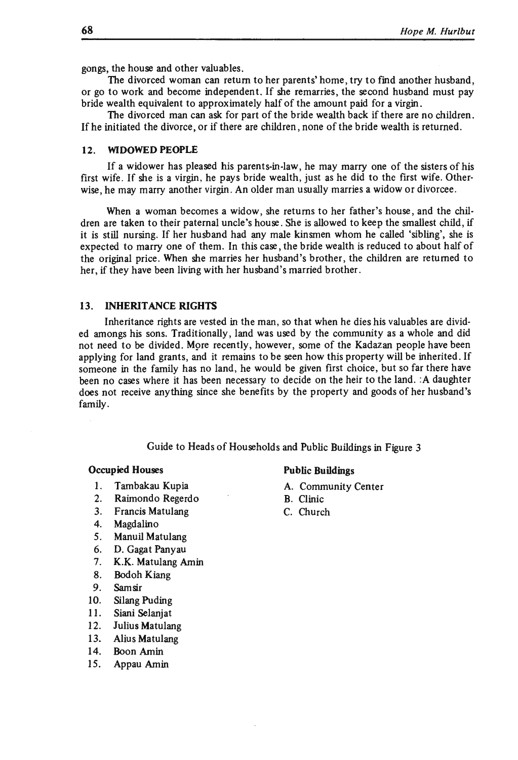gongs, the house and other valuables.

The divorced woman can return to her parents' home, try to find another husband, or go to work and become independent. If she remarries, the second husband must pay bride wealth equivalent to approximately half of the amount paid for a virgin.

The divorced man can ask for part of the bride wealth back if there are no children. If he initiated the divorce, or if there are children, none of the bride wealth is returned.

## 12. WIDOWED PEOPLE

If a widower has pleased his parents-in-law, he may marry one of the sisters of his first wife. If she is a virgin, he pays bride wealth, just as he did to the first wife. Otherwise, he may marry another virgin. An older man usually marries a widow or divorcee.

When a woman becomes a widow, she returns to her father's house, and the children are taken to their paternal uncle's house. She is allowed to keep the smallest child, if it is still nursing. If her husband had any male kinsmen whom he called 'sibling', she is expected to marry one of them. In this case, the bride wealth is reduced to about half of the original price. When she marries her husband's brother, the children are returned to her, if they have been living with her husband's married brother.

## 13. INHERITANCE RIGHTS

Inheritance rights are vested in the man, so that when he dies his valuables are divided amongs his sons. Traditionally, land was used by the community as a whole and did not need to be divided. More recently, however, some of the Kadazan people have been applying for land grants, and it remains to be seen how this property will be inherited. If someone in the family has no land, he would be given first choice, but so far there have been no cases where it has been necessary to decide on the heir to the land. :A daughter does not receive anything since she benefits by the property and goods of her husband's family.

Guide to Heads of Households and Public Buildings in Figure 3

**Occupied Houses**

1. Tambakau Kupia
2. Raimondo Regerdo
3. Francis Matulang
4. Magdalino
5. Manuil Matulang
6. D. Gagat Panyau
7. K.K. Matulang Amin
8. Bodoh Kiang
9. Samsir
10. Silang Puding
11. Siani Selanjat
12. Julius Matulang
13. Alius Matulang
14. Boon Amin
15. Appau Amin

**Public Buildings**

A. Community Center
B. Clinic
C. Church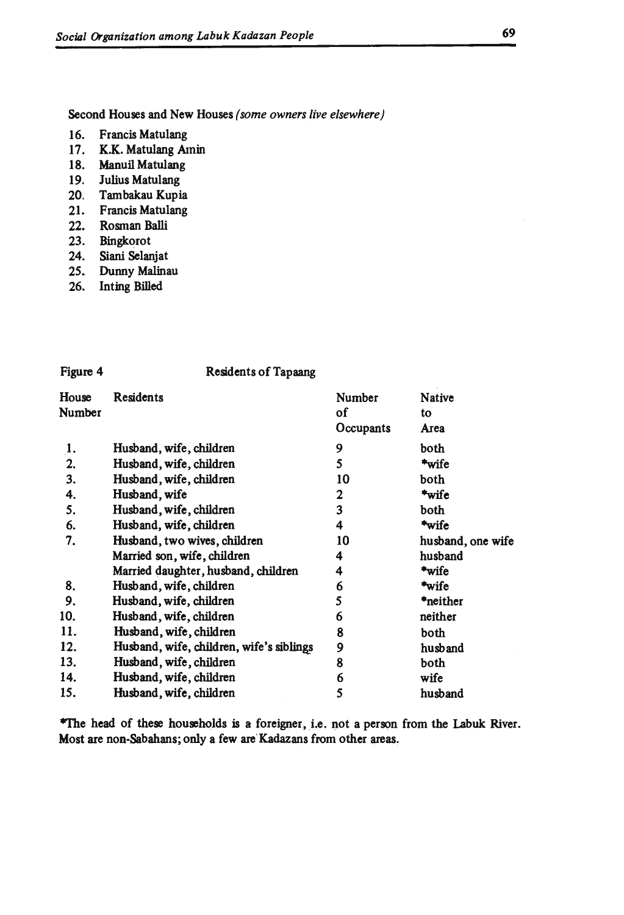Second Houses and New Houses *(some owners live elsewhere)*

16. Francis Matulang
17. K.K. Matulang Amin
18. Manuil Matulang
19. Julius Matulang
20. Tambakau Kupia
21. Francis Matulang
22. Rosman Balli
23. Bingkorot
24. Siani Selanjat
25. Dunny Malinau
26. Inting Billed

Figure 4 Residents of Tapaang

| House Number | Residents | Number of Occupants | Native to Area |
|---|---|---|---|
| 1. | Husband, wife, children | 9 | both |
| 2. | Husband, wife, children | 5 | *wife |
| 3. | Husband, wife, children | 10 | both |
| 4. | Husband, wife | 2 | *wife |
| 5. | Husband, wife, children | 3 | both |
| 6. | Husband, wife, children | 4 | *wife |
| 7. | Husband, two wives, children | 10 | husband, one wife |
| | Married son, wife, children | 4 | husband |
| | Married daughter, husband, children | 4 | *wife |
| 8. | Husband, wife, children | 6 | *wife |
| 9. | Husband, wife, children | 5 | *neither |
| 10. | Husband, wife, children | 6 | neither |
| 11. | Husband, wife, children | 8 | both |
| 12. | Husband, wife, children, wife's siblings | 9 | husband |
| 13. | Husband, wife, children | 8 | both |
| 14. | Husband, wife, children | 6 | wife |
| 15. | Husband, wife, children | 5 | husband |

*The head of these households is a foreigner, i.e. not a person from the Labuk River. Most are non-Sabahans; only a few are Kadazans from other areas.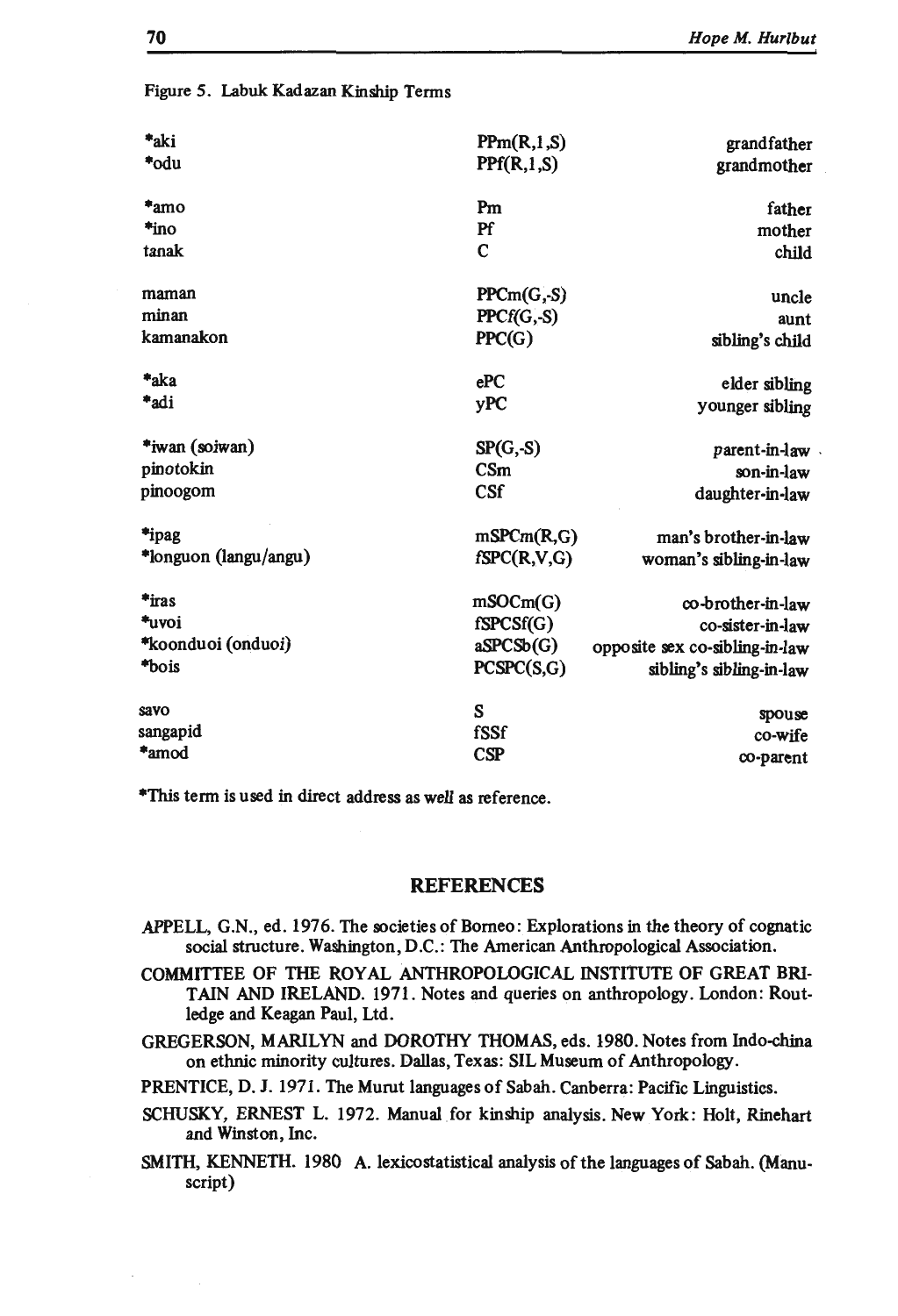Figure 5. Labuk Kadazan Kinship Terms

| | | |
|---|---|---|
| *aki | PPm(R,1,S) | grandfather |
| *odu | PPf(R,1,S) | grandmother |
| *amo | Pm | father |
| *ino | Pf | mother |
| tanak | C | child |
| maman | PPCm(G,-S) | uncle |
| minan | PPCf(G,-S) | aunt |
| kamanakon | PPC(G) | sibling's child |
| *aka | ePC | elder sibling |
| *adi | yPC | younger sibling |
| *iwan (soiwan) | SP(G,-S) | parent-in-law |
| pinotokin | CSm | son-in-law |
| pinoogom | CSf | daughter-in-law |
| *ipag | mSPCm(R,G) | man's brother-in-law |
| *longuon (langu/angu) | fSPC(R,V,G) | woman's sibling-in-law |
| *iras | mSOCm(G) | co-brother-in-law |
| *uvoi | fSPCSf(G) | co-sister-in-law |
| *koonduoi (onduoi) | aSPCSb(G) | opposite sex co-sibling-in-law |
| *bois | PCSPC(S,G) | sibling's sibling-in-law |
| savo | S | spouse |
| sangapid | fSSf | co-wife |
| *amod | CSP | co-parent |

*This term is used in direct address as well as reference.

## REFERENCES

APPELL, G.N., ed. 1976. The societies of Borneo: Explorations in the theory of cognatic social structure. Washington, D.C.: The American Anthropological Association.

COMMITTEE OF THE ROYAL ANTHROPOLOGICAL INSTITUTE OF GREAT BRITAIN AND IRELAND. 1971. Notes and queries on anthropology. London: Routledge and Keagan Paul, Ltd.

GREGERSON, MARILYN and DOROTHY THOMAS, eds. 1980. Notes from Indo-china on ethnic minority cultures. Dallas, Texas: SIL Museum of Anthropology.

PRENTICE, D. J. 1971. The Murut languages of Sabah. Canberra: Pacific Linguistics.

SCHUSKY, ERNEST L. 1972. Manual for kinship analysis. New York: Holt, Rinehart and Winston, Inc.

SMITH, KENNETH. 1980 A. lexicostatistical analysis of the languages of Sabah. (Manuscript)